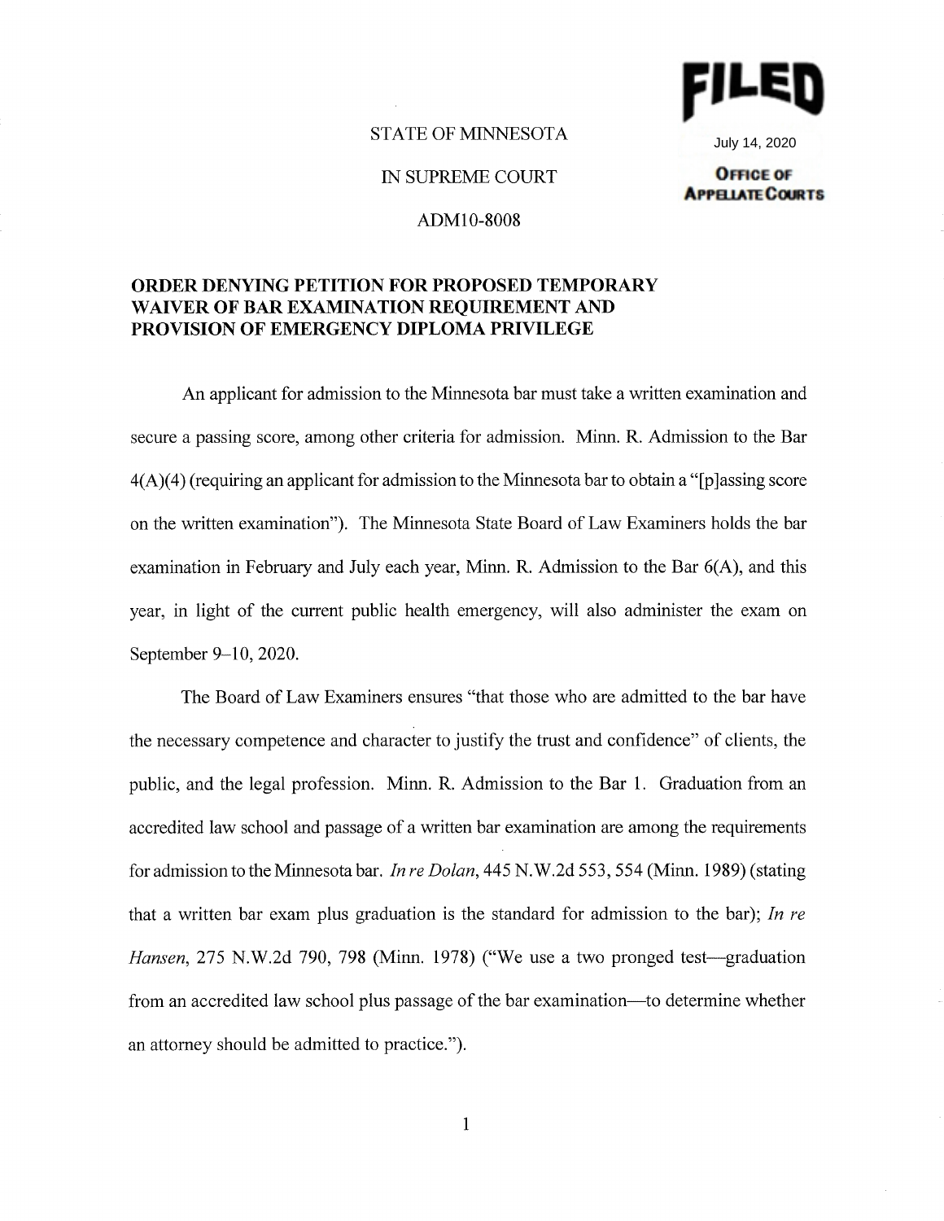FILED

July 14, 2020

OFFICE OF APPELLATE COURTS

STATE OF MINNESOTA

IN SUPREME COURT

ADM10-8008

**ORDER DENYING PETITION FOR PROPOSED TEMPORARY WAIVER OF BAR EXAMINATION REQUIREMENT AND PROVISION OF EMERGENCY DIPLOMA PRIVILEGE**

An applicant for admission to the Minnesota bar must take a written examination and secure a passing score, among other criteria for admission. Minn. R. Admission to the Bar 4(A)(4) (requiring an applicant for admission to the Minnesota bar to obtain a "[p]assing score on the written examination"). The Minnesota State Board of Law Examiners holds the bar examination in February and July each year, Minn. R. Admission to the Bar 6(A), and this year, in light of the current public health emergency, will also administer the exam on September 9–10, 2020.

The Board of Law Examiners ensures "that those who are admitted to the bar have the necessary competence and character to justify the trust and confidence" of clients, the public, and the legal profession. Minn. R. Admission to the Bar 1. Graduation from an accredited law school and passage of a written bar examination are among the requirements for admission to the Minnesota bar. *In re Dolan*, 445 N.W.2d 553, 554 (Minn. 1989) (stating that a written bar exam plus graduation is the standard for admission to the bar); *In re Hansen*, 275 N.W.2d 790, 798 (Minn. 1978) ("We use a two pronged test—graduation from an accredited law school plus passage of the bar examination—to determine whether an attorney should be admitted to practice.").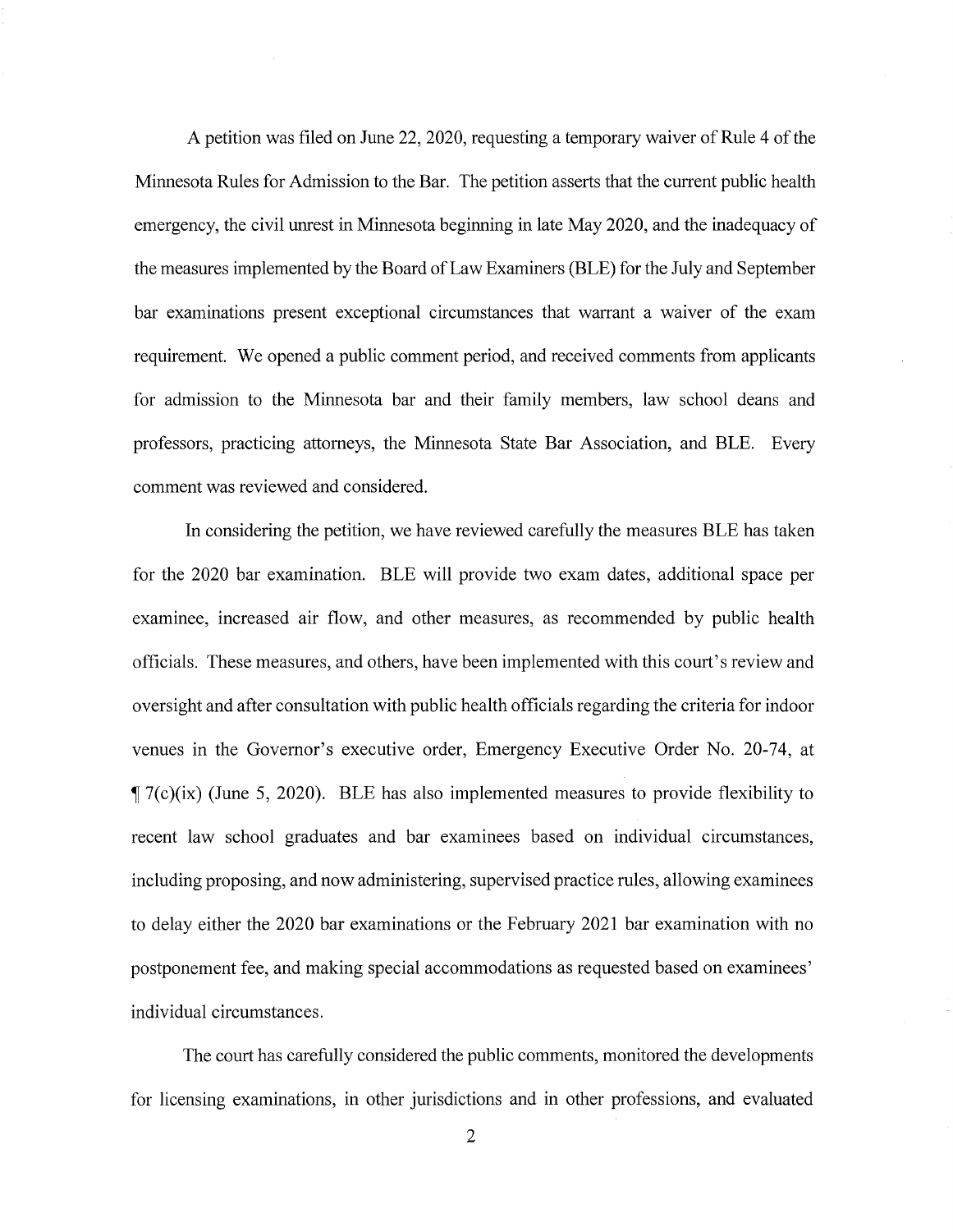A petition was filed on June 22, 2020, requesting a temporary waiver of Rule 4 of the Minnesota Rules for Admission to the Bar. The petition asserts that the current public health emergency, the civil unrest in Minnesota beginning in late May 2020, and the inadequacy of the measures implemented by the Board of Law Examiners (BLE) for the July and September bar examinations present exceptional circumstances that warrant a waiver of the exam requirement. We opened a public comment period, and received comments from applicants for admission to the Minnesota bar and their family members, law school deans and professors, practicing attorneys, the Minnesota State Bar Association, and BLE. Every comment was reviewed and considered.

In considering the petition, we have reviewed carefully the measures BLE has taken for the 2020 bar examination. BLE will provide two exam dates, additional space per examinee, increased air flow, and other measures, as recommended by public health officials. These measures, and others, have been implemented with this court's review and oversight and after consultation with public health officials regarding the criteria for indoor venues in the Governor's executive order, Emergency Executive Order No. 20-74, at ¶ 7(c)(ix) (June 5, 2020). BLE has also implemented measures to provide flexibility to recent law school graduates and bar examinees based on individual circumstances, including proposing, and now administering, supervised practice rules, allowing examinees to delay either the 2020 bar examinations or the February 2021 bar examination with no postponement fee, and making special accommodations as requested based on examinees' individual circumstances.

The court has carefully considered the public comments, monitored the developments for licensing examinations, in other jurisdictions and in other professions, and evaluated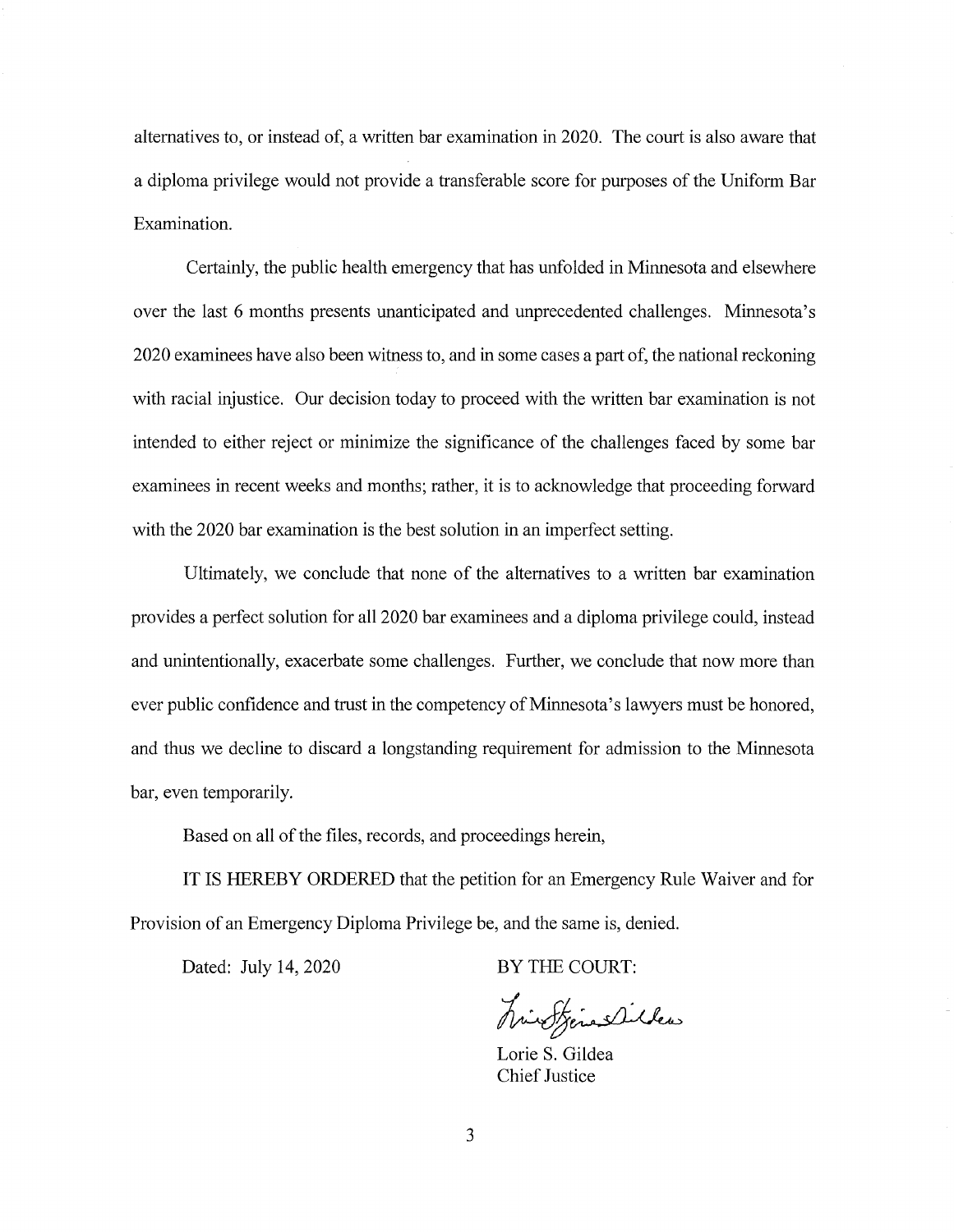alternatives to, or instead of, a written bar examination in 2020. The court is also aware that a diploma privilege would not provide a transferable score for purposes of the Uniform Bar Examination.

Certainly, the public health emergency that has unfolded in Minnesota and elsewhere over the last 6 months presents unanticipated and unprecedented challenges. Minnesota's 2020 examinees have also been witness to, and in some cases a part of, the national reckoning with racial injustice. Our decision today to proceed with the written bar examination is not intended to either reject or minimize the significance of the challenges faced by some bar examinees in recent weeks and months; rather, it is to acknowledge that proceeding forward with the 2020 bar examination is the best solution in an imperfect setting.

Ultimately, we conclude that none of the alternatives to a written bar examination provides a perfect solution for all 2020 bar examinees and a diploma privilege could, instead and unintentionally, exacerbate some challenges. Further, we conclude that now more than ever public confidence and trust in the competency of Minnesota's lawyers must be honored, and thus we decline to discard a longstanding requirement for admission to the Minnesota bar, even temporarily.

Based on all of the files, records, and proceedings herein,

IT IS HEREBY ORDERED that the petition for an Emergency Rule Waiver and for Provision of an Emergency Diploma Privilege be, and the same is, denied.

Dated: July 14, 2020

BY THE COURT:

Lorie S. Gildea
Chief Justice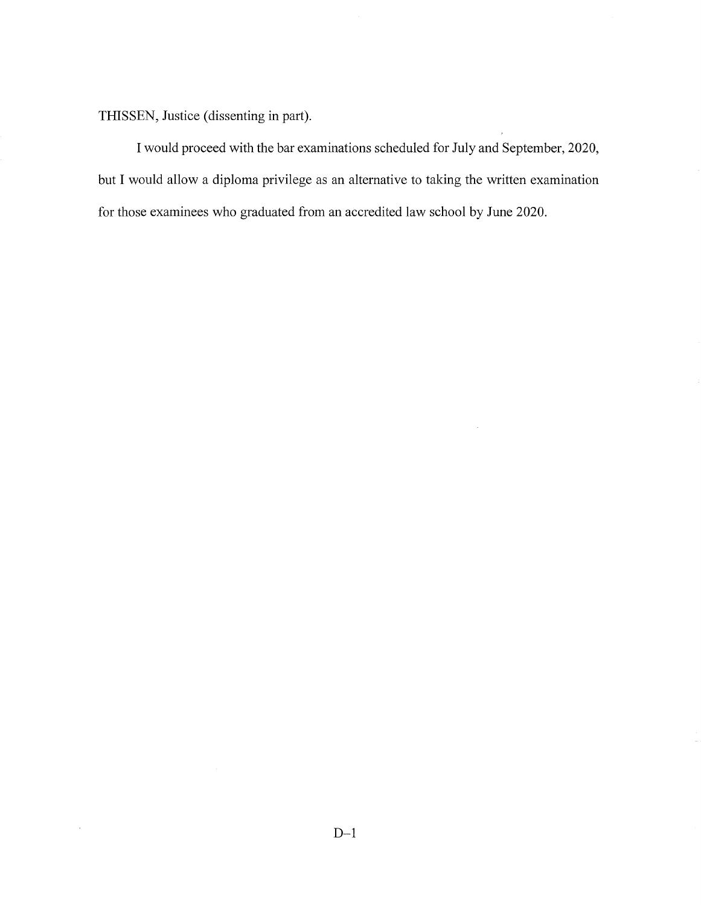THISSEN, Justice (dissenting in part).

I would proceed with the bar examinations scheduled for July and September, 2020, but I would allow a diploma privilege as an alternative to taking the written examination for those examinees who graduated from an accredited law school by June 2020.